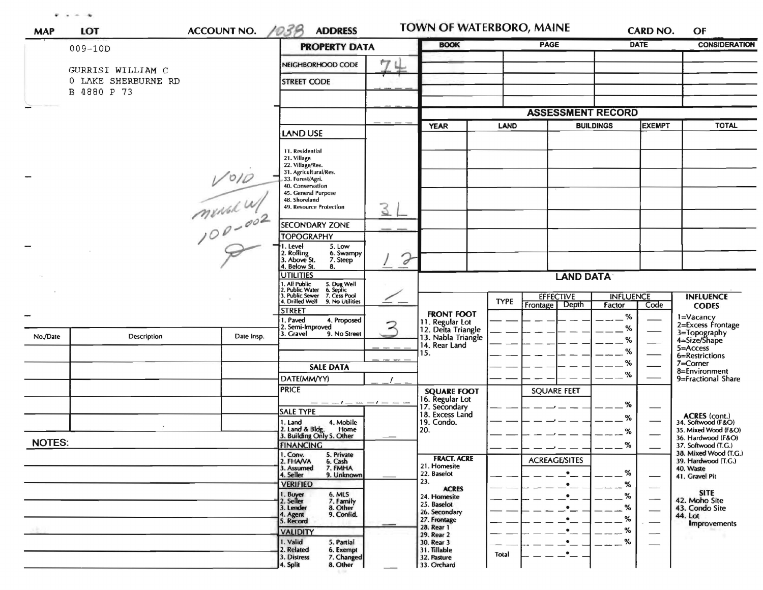| MAP | LOT | ACCOUNT NO. 1038 | ADDRESS |
|---|---|---|---|

**TOWN OF WATERBORO, MAINE** CARD NO. OF

009-10D

GURRISI WILLIAM C
0 LAKE SHERBURNE RD
B 4880 P 73

Void
merged w/
100-002

## PROPERTY DATA

| Field | Value |
|---|---|
| NEIGHBORHOOD CODE | 74 |
| STREET CODE | |
| LAND USE (11. Residential, 21. Village, 22. Village/Res., 31. Agricultural/Res., 33. Forest/Agri., 40. Conservation, 45. General Purpose, 48. Shoreland, 49. Resource Protection) | 3L |
| SECONDARY ZONE | |
| TOPOGRAPHY (1. Level, 2. Rolling, 3. Above St., 4. Below St., 5. Low, 6. Swampy, 7. Steep, 8.) | 1 2 |
| UTILITIES (1. All Public, 2. Public Water, 3. Public Sewer, 4. Drilled Well, 5. Dug Well, 6. Septic, 7. Cess Pool, 9. No Utilities) | |
| STREET (1. Paved, 2. Semi-Improved, 3. Gravel, 4. Proposed, 9. No Street) | 3 |

## SALE DATA

| Field | Value |
|---|---|
| DATE(MM/YY) | / |
| PRICE | |
| SALE TYPE (1. Land, 2. Land & Bldg., 3. Building Only, 4. Mobile Home, 5. Other) | |
| FINANCING (1. Conv., 2. FHA/VA, 3. Assumed, 4. Seller, 5. Private, 6. Cash, 7. FMHA, 9. Unknown) | |
| VERIFIED (1. Buyer, 2. Seller, 3. Lender, 4. Agent, 5. Record, 6. MLS, 7. Family, 8. Other, 9. Confid.) | |
| VALIDITY (1. Valid, 2. Related, 3. Distress, 4. Split, 5. Partial, 6. Exempt, 7. Changed, 8. Other) | |

| No./Date | Description | Date Insp. |
|---|---|---|
| | | |
| | | |
| | | |
| | | |
| | | |

NOTES:

| BOOK | PAGE | DATE | CONSIDERATION |
|---|---|---|---|
| | | | |
| | | | |
| | | | |
| | | | |

## ASSESSMENT RECORD

| YEAR | LAND | BUILDINGS | EXEMPT | TOTAL |
|---|---|---|---|---|
| | | | | |
| | | | | |
| | | | | |
| | | | | |
| | | | | |
| | | | | |
| | | | | |

## LAND DATA

| | TYPE | EFFECTIVE Frontage | EFFECTIVE Depth | INFLUENCE Factor | INFLUENCE Code |
|---|---|---|---|---|---|
| **FRONT FOOT** 11. Regular Lot, 12. Delta Triangle, 13. Nabla Triangle, 14. Rear Land, 15. | | | | % | |
| **SQUARE FOOT** 16. Regular Lot, 17. Secondary, 18. Excess Land, 19. Condo., 20. | | SQUARE FEET | | % | |
| **FRACT. ACRE** 21. Homesite, 22. Baselot, 23. **ACRES** 24. Homesite, 25. Baselot, 26. Secondary, 27. Frontage, 28. Rear 1, 29. Rear 2, 30. Rear 3, 31. Tillable, 32. Pasture, 33. Orchard | | ACREAGE/SITES | | % | |
| | Total | | | | |

**INFLUENCE CODES**
1=Vacancy
2=Excess Frontage
3=Topography
4=Size/Shape
5=Access
6=Restrictions
7=Corner
8=Environment
9=Fractional Share

**ACRES (cont.)**
34. Softwood (F&O)
35. Mixed Wood (F&O)
36. Hardwood (F&O)
37. Softwood (T.G.)
38. Mixed Wood (T.G.)
39. Hardwood (T.G.)
40. Waste
41. Gravel Pit

**SITE**
42. Moho Site
43. Condo Site
44. Lot Improvements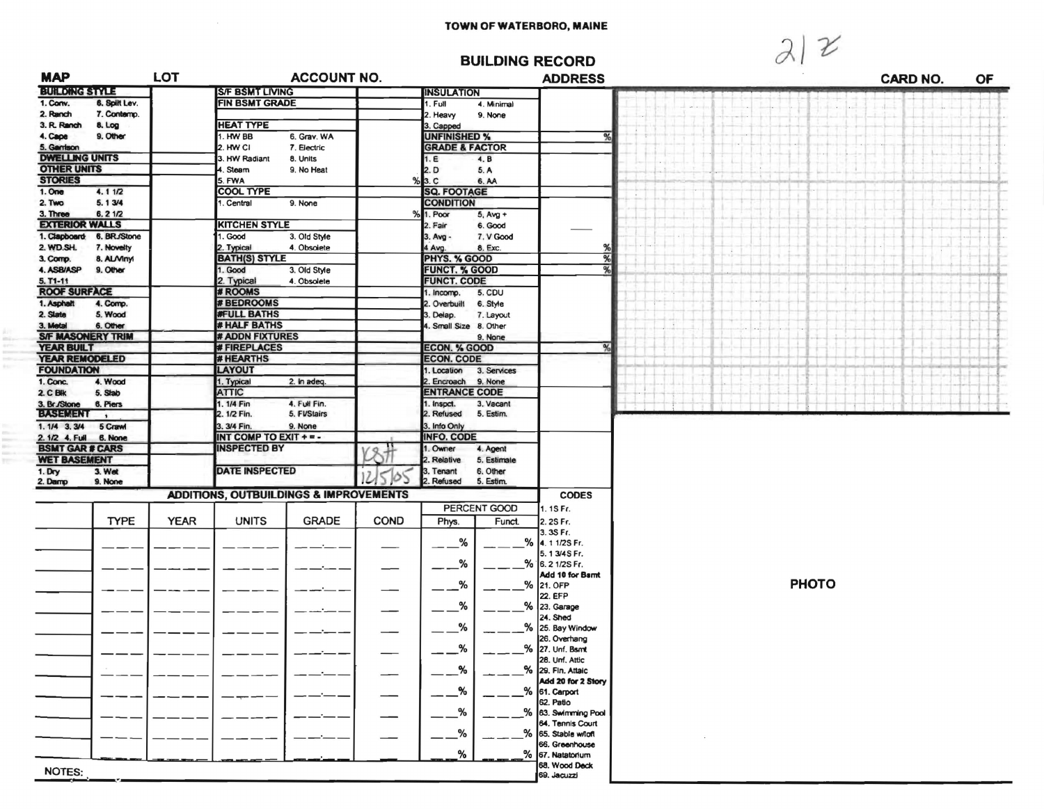**TOWN OF WATERBORO, MAINE**

21Z

## BUILDING RECORD

| MAP | LOT | ACCOUNT NO. | ADDRESS | CARD NO. | OF |
|---|---|---|---|---|---|
| | | | | | |

| | | | | | |
|---|---|---|---|---|---|
| **BUILDING STYLE** 1. Conv. 6. Split Lev. 2. Ranch 7. Contemp. 3. R. Ranch 8. Log 4. Cape 9. Other 5. Garrison | | **S/F BSMT LIVING** | | **INSULATION** 1. Full 4. Minimal 2. Heavy 9. None 3. Capped | |
| **DWELLING UNITS** | | **FIN BSMT GRADE** | | **UNFINISHED %** | % |
| **OTHER UNITS** | | **HEAT TYPE** 1. HW BB 6. Grav. WA 2. HW CI 7. Electric 3. HW Radiant 8. Units 4. Steam 9. No Heat 5. FWA | % | **GRADE & FACTOR** 1. E 4. B 2. D 5. A 3. C 6. AA | |
| **STORIES** 1. One 4. 1 1/2 2. Two 5. 1 3/4 3. Three 6. 2 1/2 | | **COOL TYPE** 1. Central 9. None | % | **SQ. FOOTAGE** | |
| **EXTERIOR WALLS** 1. Clapboard 6. BR/Stone 2. WD.SH. 7. Novelty 3. Comp. 8. AL/Vinyl 4. ASB/ASP 9. Other 5. T1-11 | | **KITCHEN STYLE** 1. Good 3. Old Style 2. Typical 4. Obsolete | | **CONDITION** 1. Poor 5. Avg + 2. Fair 6. Good 3. Avg - 7. V Good 4 Avg. 8. Exc. | |
| | | **BATH(S) STYLE** 1. Good 3. Old Style 2. Typical 4. Obsolete | | **PHYS. % GOOD** | % |
| | | | | **FUNCT. % GOOD** | % |
| **ROOF SURFACE** 1. Asphalt 4. Comp. 2. Slate 5. Wood 3. Metal 6. Other | | **# ROOMS** | | **FUNCT. CODE** 1. Incomp. 5. CDU 2. Overbuilt 6. Style 3. Delap. 7. Layout 4. Small Size 8. Other 9. None | |
| | | **# BEDROOMS** | | | |
| | | **#FULL BATHS** | | | |
| | | **# HALF BATHS** | | | |
| **S/F MASONERY TRIM** | | **# ADDN FIXTURES** | | | |
| **YEAR BUILT** | | **# FIREPLACES** | | **ECON. % GOOD** | % |
| **YEAR REMODELED** | | **# HEARTHS** | | **ECON. CODE** 1. Location 3. Services 2. Encroach 9. None | |
| **FOUNDATION** 1. Conc. 4. Wood 2. C Blk 5. Slab 3. Br./Stone 6. Piers | | **LAYOUT** 1. Typical 2. In adeq. | | | |
| **BASEMENT** 1. 1/4 3. 3/4 5 Crawl 2. 1/2 4. Full 6. None | | **ATTIC** 1. 1/4 Fin 4. Full Fin. 2. 1/2 Fin. 5. Fl/Stairs 3. 3/4 Fin. 9. None | | **ENTRANCE CODE** 1. Inspct. 3. Vacant 2. Refused 5. Estim. 3. Info Only | |
| | | **INT COMP TO EXIT + = -** | | | |
| **BSMT GAR # CARS** | | **INSPECTED BY** | K8H | **INFO. CODE** 1. Owner 4. Agent 2. Relative 5. Estimate 3. Tenant 6. Other 2. Refused 5. Estim. | |
| **WET BASEMENT** 1. Dry 3. Wet 2. Damp 9. None | | **DATE INSPECTED** | 12/5/05 | | |

### ADDITIONS, OUTBUILDINGS & IMPROVEMENTS

| | TYPE | YEAR | UNITS | GRADE | COND | PERCENT GOOD Phys. | PERCENT GOOD Funct. |
|---|---|---|---|---|---|---|---|
| | | | | | | % | % |
| | | | | | | % | % |
| | | | | | | % | % |
| | | | | | | % | % |
| | | | | | | % | % |
| | | | | | | % | % |
| | | | | | | % | % |
| | | | | | | % | % |
| | | | | | | % | % |
| | | | | | | % | % |
| | | | | | | % | % |

**CODES**
1. 1S Fr.
2. 2S Fr.
3. 3S Fr.
4. 1 1/2S Fr.
5. 1 3/4S Fr.
6. 2 1/2S Fr.

**Add 10 for Bsmt**
21. OFP
22. EFP
23. Garage
24. Shed
25. Bay Window
26. Overhang
27. Unf. Bsmt
28. Unf. Attic
29. Fin. Attaic

**Add 20 for 2 Story**
61. Carport
62. Patio
63. Swimming Pool
64. Tennis Court
65. Stable w/loft
66. Greenhouse
67. Natatorium
68. Wood Deck
69. Jacuzzi

NOTES:

PHOTO